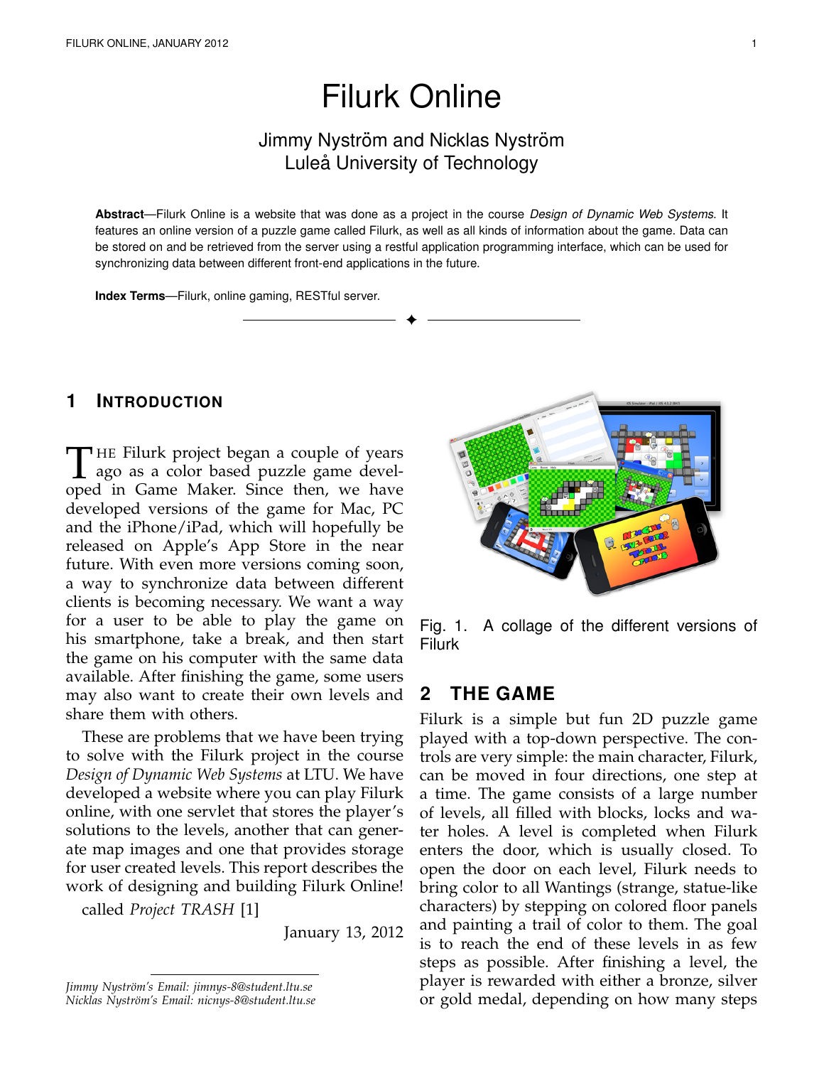# Filurk Online

Jimmy Nyström and Nicklas Nyström
Luleå University of Technology

**Abstract**—Filurk Online is a website that was done as a project in the course *Design of Dynamic Web Systems*. It features an online version of a puzzle game called Filurk, as well as all kinds of information about the game. Data can be stored on and be retrieved from the server using a restful application programming interface, which can be used for synchronizing data between different front-end applications in the future.

**Index Terms**—Filurk, online gaming, RESTful server.

## 1 Introduction

The Filurk project began a couple of years ago as a color based puzzle game developed in Game Maker. Since then, we have developed versions of the game for Mac, PC and the iPhone/iPad, which will hopefully be released on Apple's App Store in the near future. With even more versions coming soon, a way to synchronize data between different clients is becoming necessary. We want a way for a user to be able to play the game on his smartphone, take a break, and then start the game on his computer with the same data available. After finishing the game, some users may also want to create their own levels and share them with others.

These are problems that we have been trying to solve with the Filurk project in the course *Design of Dynamic Web Systems* at LTU. We have developed a website where you can play Filurk online, with one servlet that stores the player's solutions to the levels, another that can generate map images and one that provides storage for user created levels. This report describes the work of designing and building Filurk Online!

called *Project TRASH* [1]

January 13, 2012

*Jimmy Nyström's Email: jimnys-8@student.ltu.se*
*Nicklas Nyström's Email: nicnys-8@student.ltu.se*

Fig. 1. A collage of the different versions of Filurk

## 2 The Game

Filurk is a simple but fun 2D puzzle game played with a top-down perspective. The controls are very simple: the main character, Filurk, can be moved in four directions, one step at a time. The game consists of a large number of levels, all filled with blocks, locks and water holes. A level is completed when Filurk enters the door, which is usually closed. To open the door on each level, Filurk needs to bring color to all Wantings (strange, statue-like characters) by stepping on colored floor panels and painting a trail of color to them. The goal is to reach the end of these levels in as few steps as possible. After finishing a level, the player is rewarded with either a bronze, silver or gold medal, depending on how many steps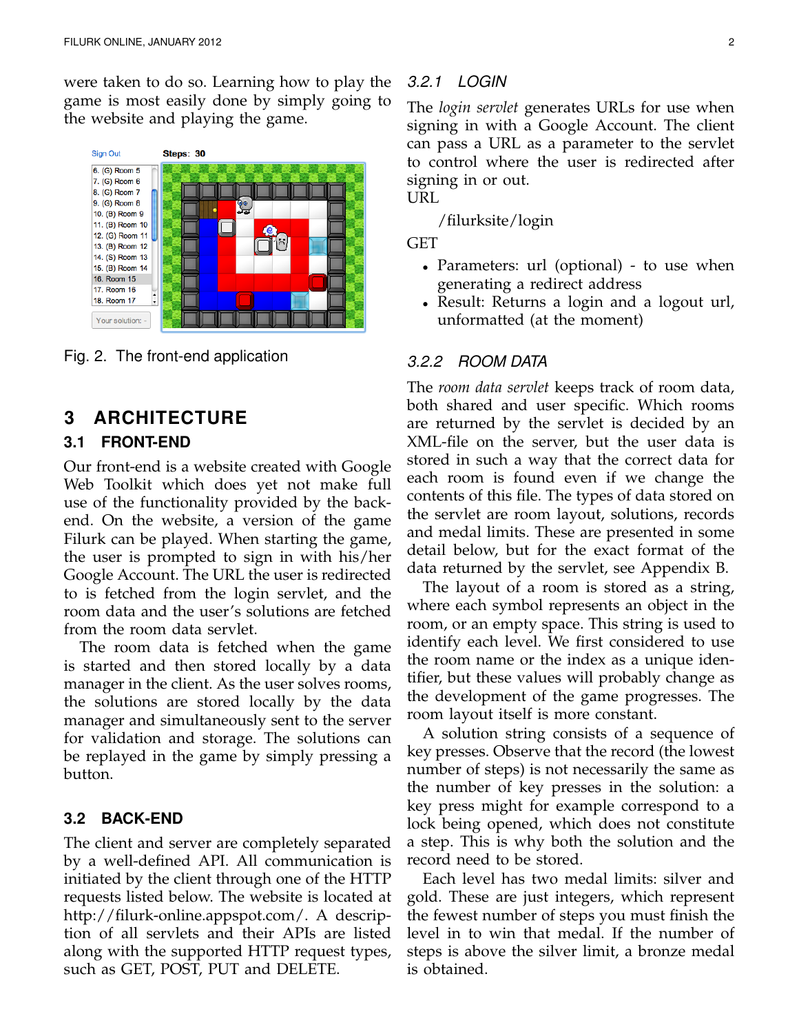were taken to do so. Learning how to play the game is most easily done by simply going to the website and playing the game.

Fig. 2. The front-end application

# 3 ARCHITECTURE

## 3.1 FRONT-END

Our front-end is a website created with Google Web Toolkit which does yet not make full use of the functionality provided by the back-end. On the website, a version of the game Filurk can be played. When starting the game, the user is prompted to sign in with his/her Google Account. The URL the user is redirected to is fetched from the login servlet, and the room data and the user's solutions are fetched from the room data servlet.

The room data is fetched when the game is started and then stored locally by a data manager in the client. As the user solves rooms, the solutions are stored locally by the data manager and simultaneously sent to the server for validation and storage. The solutions can be replayed in the game by simply pressing a button.

## 3.2 BACK-END

The client and server are completely separated by a well-defined API. All communication is initiated by the client through one of the HTTP requests listed below. The website is located at http://filurk-online.appspot.com/. A description of all servlets and their APIs are listed along with the supported HTTP request types, such as GET, POST, PUT and DELETE.

### 3.2.1 LOGIN

The *login servlet* generates URLs for use when signing in with a Google Account. The client can pass a URL as a parameter to the servlet to control where the user is redirected after signing in or out.

URL

/filurksite/login

GET

- Parameters: url (optional) - to use when generating a redirect address
- Result: Returns a login and a logout url, unformatted (at the moment)

### 3.2.2 ROOM DATA

The *room data servlet* keeps track of room data, both shared and user specific. Which rooms are returned by the servlet is decided by an XML-file on the server, but the user data is stored in such a way that the correct data for each room is found even if we change the contents of this file. The types of data stored on the servlet are room layout, solutions, records and medal limits. These are presented in some detail below, but for the exact format of the data returned by the servlet, see Appendix B.

The layout of a room is stored as a string, where each symbol represents an object in the room, or an empty space. This string is used to identify each level. We first considered to use the room name or the index as a unique identifier, but these values will probably change as the development of the game progresses. The room layout itself is more constant.

A solution string consists of a sequence of key presses. Observe that the record (the lowest number of steps) is not necessarily the same as the number of key presses in the solution: a key press might for example correspond to a lock being opened, which does not constitute a step. This is why both the solution and the record need to be stored.

Each level has two medal limits: silver and gold. These are just integers, which represent the fewest number of steps you must finish the level in to win that medal. If the number of steps is above the silver limit, a bronze medal is obtained.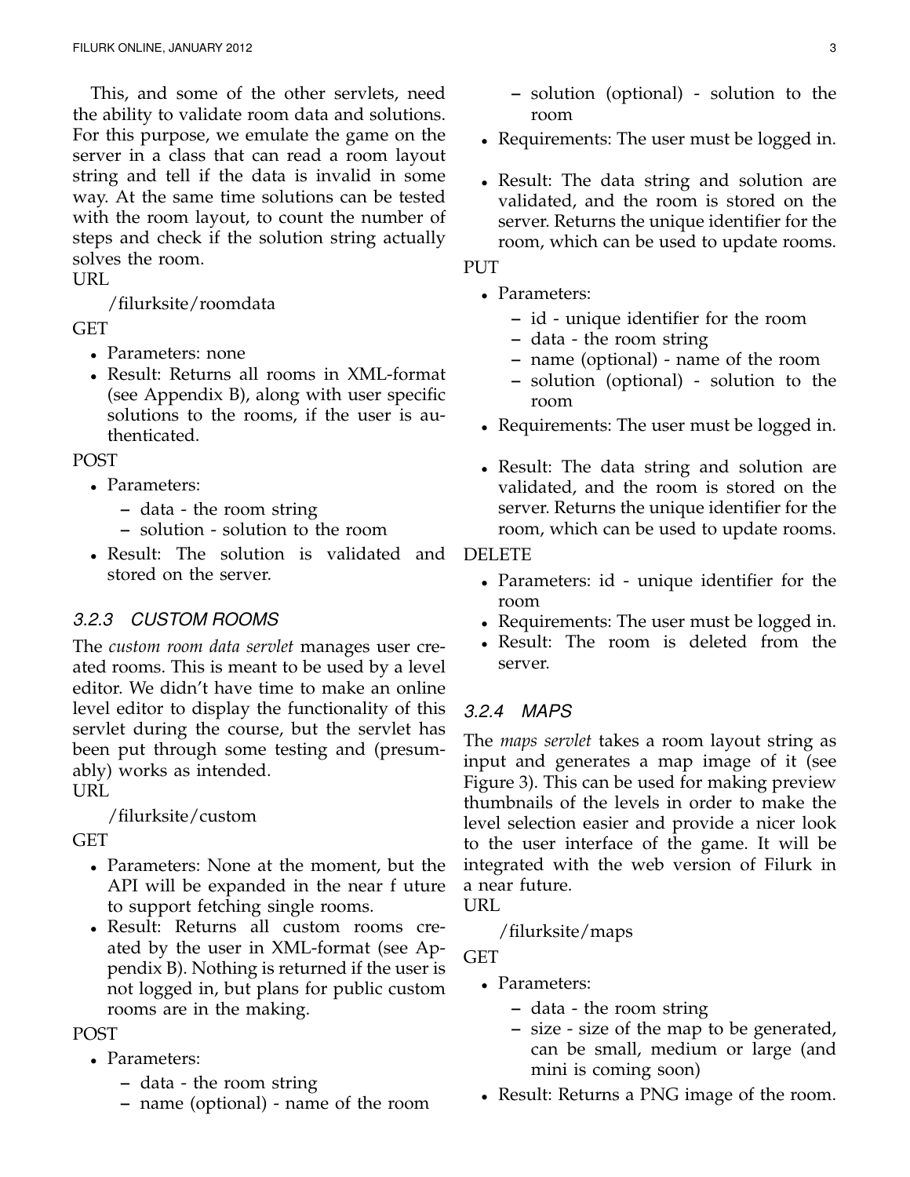This, and some of the other servlets, need the ability to validate room data and solutions. For this purpose, we emulate the game on the server in a class that can read a room layout string and tell if the data is invalid in some way. At the same time solutions can be tested with the room layout, to count the number of steps and check if the solution string actually solves the room.

URL

/filurksite/roomdata

GET

- Parameters: none
- Result: Returns all rooms in XML-format (see Appendix B), along with user specific solutions to the rooms, if the user is authenticated.

POST

- Parameters:
  - data - the room string
  - solution - solution to the room
- Result: The solution is validated and stored on the server.

### 3.2.3 *CUSTOM ROOMS*

The *custom room data servlet* manages user created rooms. This is meant to be used by a level editor. We didn't have time to make an online level editor to display the functionality of this servlet during the course, but the servlet has been put through some testing and (presumably) works as intended.

URL

/filurksite/custom

GET

- Parameters: None at the moment, but the API will be expanded in the near f uture to support fetching single rooms.
- Result: Returns all custom rooms created by the user in XML-format (see Appendix B). Nothing is returned if the user is not logged in, but plans for public custom rooms are in the making.

POST

- Parameters:
  - data - the room string
  - name (optional) - name of the room
  - solution (optional) - solution to the room
- Requirements: The user must be logged in.
- Result: The data string and solution are validated, and the room is stored on the server. Returns the unique identifier for the room, which can be used to update rooms.

PUT

- Parameters:
  - id - unique identifier for the room
  - data - the room string
  - name (optional) - name of the room
  - solution (optional) - solution to the room
- Requirements: The user must be logged in.
- Result: The data string and solution are validated, and the room is stored on the server. Returns the unique identifier for the room, which can be used to update rooms.

DELETE

- Parameters: id - unique identifier for the room
- Requirements: The user must be logged in.
- Result: The room is deleted from the server.

### 3.2.4 *MAPS*

The *maps servlet* takes a room layout string as input and generates a map image of it (see Figure 3). This can be used for making preview thumbnails of the levels in order to make the level selection easier and provide a nicer look to the user interface of the game. It will be integrated with the web version of Filurk in a near future.

URL

/filurksite/maps

GET

- Parameters:
  - data - the room string
  - size - size of the map to be generated, can be small, medium or large (and mini is coming soon)
- Result: Returns a PNG image of the room.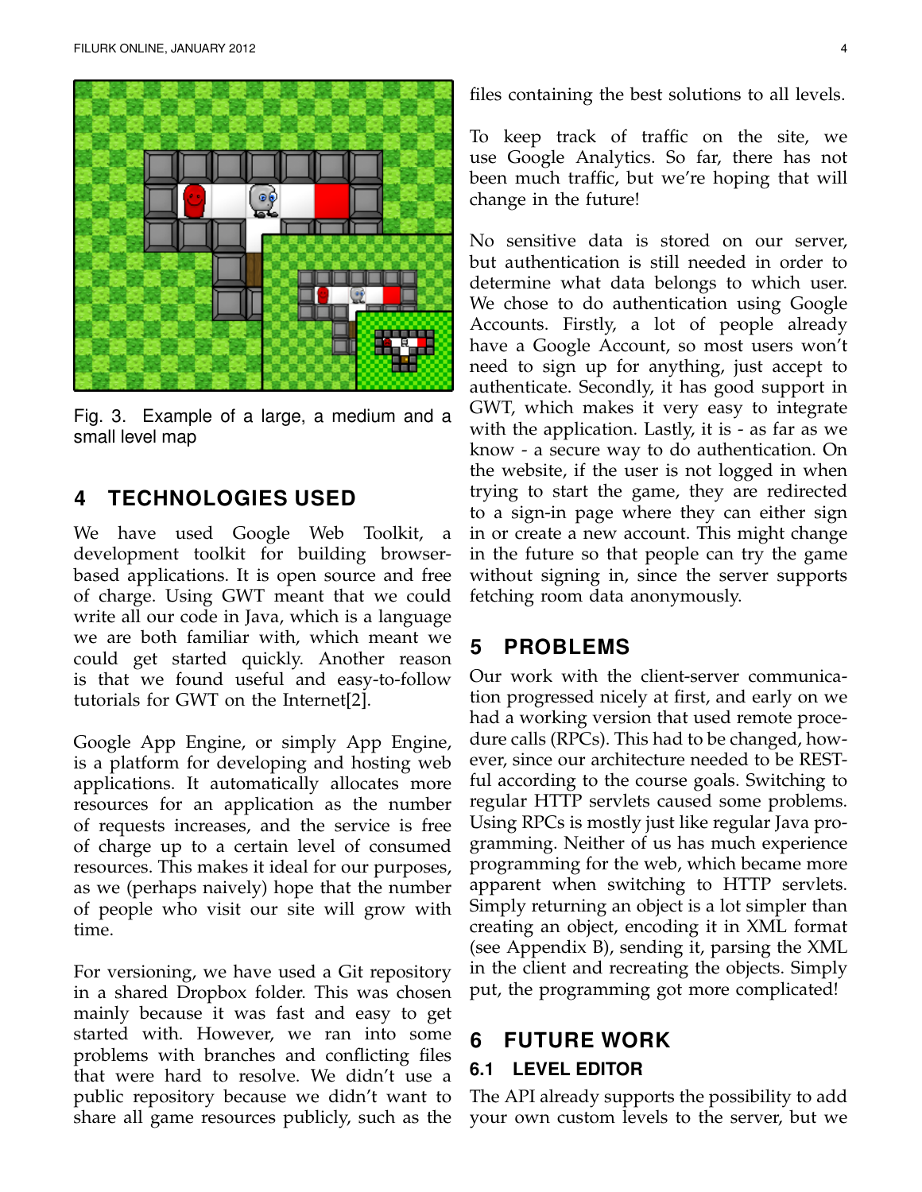Fig. 3. Example of a large, a medium and a small level map

## 4 TECHNOLOGIES USED

We have used Google Web Toolkit, a development toolkit for building browser-based applications. It is open source and free of charge. Using GWT meant that we could write all our code in Java, which is a language we are both familiar with, which meant we could get started quickly. Another reason is that we found useful and easy-to-follow tutorials for GWT on the Internet[2].

Google App Engine, or simply App Engine, is a platform for developing and hosting web applications. It automatically allocates more resources for an application as the number of requests increases, and the service is free of charge up to a certain level of consumed resources. This makes it ideal for our purposes, as we (perhaps naively) hope that the number of people who visit our site will grow with time.

For versioning, we have used a Git repository in a shared Dropbox folder. This was chosen mainly because it was fast and easy to get started with. However, we ran into some problems with branches and conflicting files that were hard to resolve. We didn't use a public repository because we didn't want to share all game resources publicly, such as the files containing the best solutions to all levels.

To keep track of traffic on the site, we use Google Analytics. So far, there has not been much traffic, but we're hoping that will change in the future!

No sensitive data is stored on our server, but authentication is still needed in order to determine what data belongs to which user. We chose to do authentication using Google Accounts. Firstly, a lot of people already have a Google Account, so most users won't need to sign up for anything, just accept to authenticate. Secondly, it has good support in GWT, which makes it very easy to integrate with the application. Lastly, it is - as far as we know - a secure way to do authentication. On the website, if the user is not logged in when trying to start the game, they are redirected to a sign-in page where they can either sign in or create a new account. This might change in the future so that people can try the game without signing in, since the server supports fetching room data anonymously.

## 5 PROBLEMS

Our work with the client-server communication progressed nicely at first, and early on we had a working version that used remote procedure calls (RPCs). This had to be changed, however, since our architecture needed to be RESTful according to the course goals. Switching to regular HTTP servlets caused some problems. Using RPCs is mostly just like regular Java programming. Neither of us has much experience programming for the web, which became more apparent when switching to HTTP servlets. Simply returning an object is a lot simpler than creating an object, encoding it in XML format (see Appendix B), sending it, parsing the XML in the client and recreating the objects. Simply put, the programming got more complicated!

## 6 FUTURE WORK

### 6.1 LEVEL EDITOR

The API already supports the possibility to add your own custom levels to the server, but we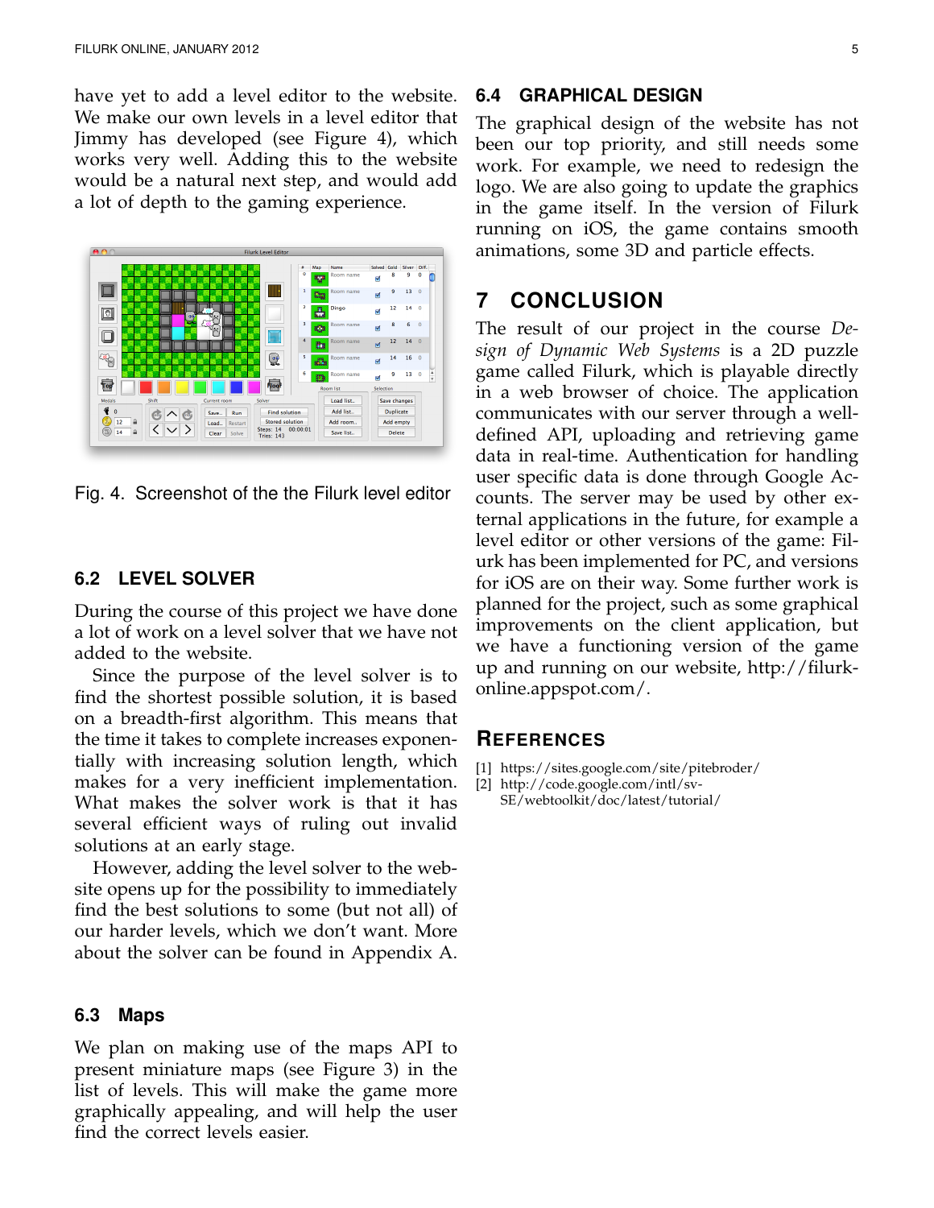have yet to add a level editor to the website. We make our own levels in a level editor that Jimmy has developed (see Figure 4), which works very well. Adding this to the website would be a natural next step, and would add a lot of depth to the gaming experience.

Fig. 4. Screenshot of the the Filurk level editor

### 6.2 LEVEL SOLVER

During the course of this project we have done a lot of work on a level solver that we have not added to the website.

Since the purpose of the level solver is to find the shortest possible solution, it is based on a breadth-first algorithm. This means that the time it takes to complete increases exponentially with increasing solution length, which makes for a very inefficient implementation. What makes the solver work is that it has several efficient ways of ruling out invalid solutions at an early stage.

However, adding the level solver to the website opens up for the possibility to immediately find the best solutions to some (but not all) of our harder levels, which we don't want. More about the solver can be found in Appendix A.

### 6.3 Maps

We plan on making use of the maps API to present miniature maps (see Figure 3) in the list of levels. This will make the game more graphically appealing, and will help the user find the correct levels easier.

### 6.4 GRAPHICAL DESIGN

The graphical design of the website has not been our top priority, and still needs some work. For example, we need to redesign the logo. We are also going to update the graphics in the game itself. In the version of Filurk running on iOS, the game contains smooth animations, some 3D and particle effects.

## 7 CONCLUSION

The result of our project in the course *Design of Dynamic Web Systems* is a 2D puzzle game called Filurk, which is playable directly in a web browser of choice. The application communicates with our server through a well-defined API, uploading and retrieving game data in real-time. Authentication for handling user specific data is done through Google Accounts. The server may be used by other external applications in the future, for example a level editor or other versions of the game: Filurk has been implemented for PC, and versions for iOS are on their way. Some further work is planned for the project, such as some graphical improvements on the client application, but we have a functioning version of the game up and running on our website, http://filurk-online.appspot.com/.

## REFERENCES

[1] https://sites.google.com/site/pitebroder/
[2] http://code.google.com/intl/sv-SE/webtoolkit/doc/latest/tutorial/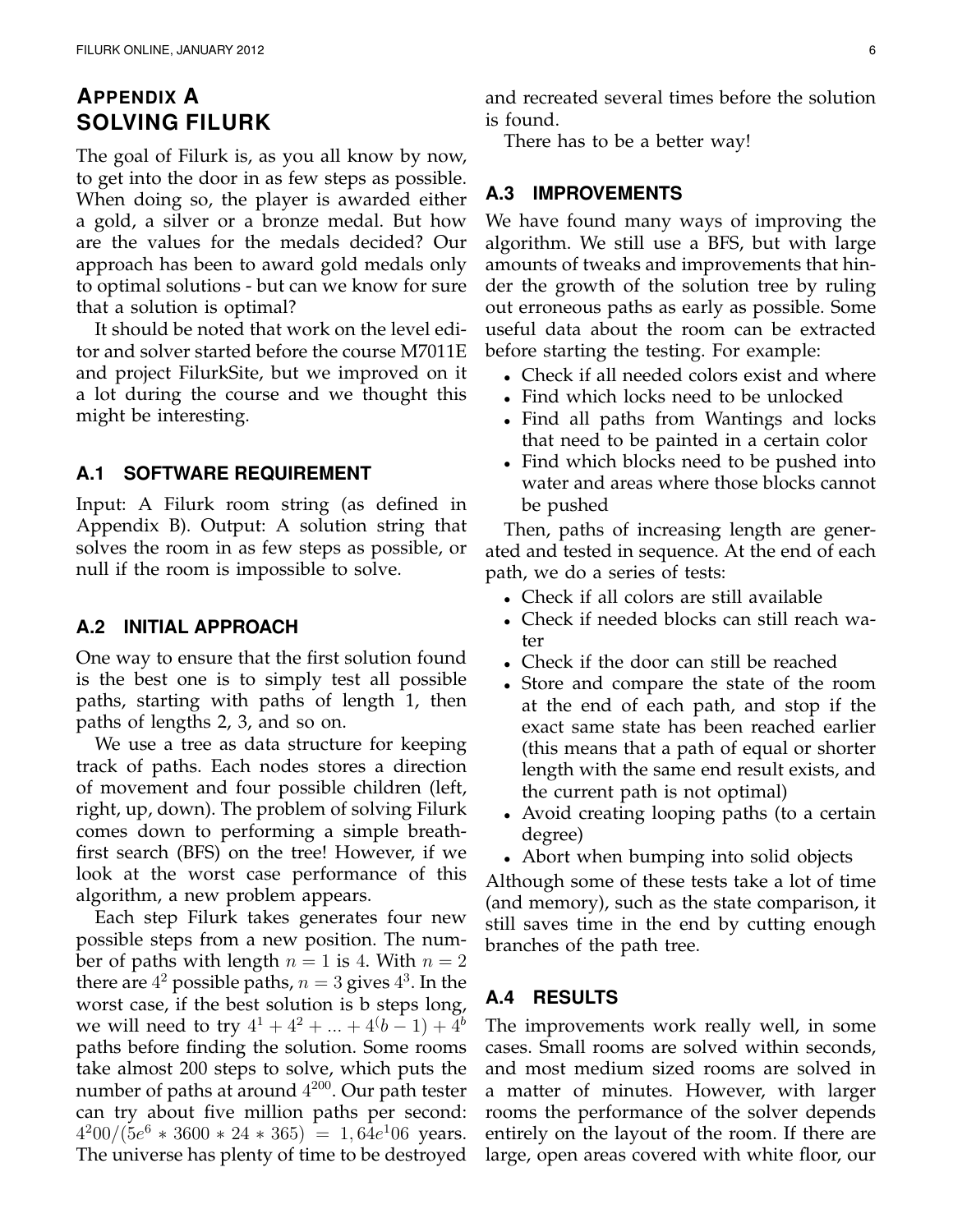# Appendix A
# Solving Filurk

The goal of Filurk is, as you all know by now, to get into the door in as few steps as possible. When doing so, the player is awarded either a gold, a silver or a bronze medal. But how are the values for the medals decided? Our approach has been to award gold medals only to optimal solutions - but can we know for sure that a solution is optimal?

It should be noted that work on the level editor and solver started before the course M7011E and project FilurkSite, but we improved on it a lot during the course and we thought this might be interesting.

## A.1 Software Requirement

Input: A Filurk room string (as defined in Appendix B). Output: A solution string that solves the room in as few steps as possible, or null if the room is impossible to solve.

## A.2 Initial Approach

One way to ensure that the first solution found is the best one is to simply test all possible paths, starting with paths of length 1, then paths of lengths 2, 3, and so on.

We use a tree as data structure for keeping track of paths. Each nodes stores a direction of movement and four possible children (left, right, up, down). The problem of solving Filurk comes down to performing a simple breath-first search (BFS) on the tree! However, if we look at the worst case performance of this algorithm, a new problem appears.

Each step Filurk takes generates four new possible steps from a new position. The number of paths with length $n = 1$ is 4. With $n = 2$ there are $4^2$ possible paths, $n = 3$ gives $4^3$. In the worst case, if the best solution is b steps long, we will need to try $4^1 + 4^2 + ... + 4^(b-1) + 4^b$ paths before finding the solution. Some rooms take almost 200 steps to solve, which puts the number of paths at around $4^{200}$. Our path tester can try about five million paths per second: $4^200/(5e^6 * 3600 * 24 * 365) = 1,64e^106$ years. The universe has plenty of time to be destroyed and recreated several times before the solution is found.

There has to be a better way!

## A.3 Improvements

We have found many ways of improving the algorithm. We still use a BFS, but with large amounts of tweaks and improvements that hinder the growth of the solution tree by ruling out erroneous paths as early as possible. Some useful data about the room can be extracted before starting the testing. For example:

- Check if all needed colors exist and where
- Find which locks need to be unlocked
- Find all paths from Wantings and locks that need to be painted in a certain color
- Find which blocks need to be pushed into water and areas where those blocks cannot be pushed

Then, paths of increasing length are generated and tested in sequence. At the end of each path, we do a series of tests:

- Check if all colors are still available
- Check if needed blocks can still reach water
- Check if the door can still be reached
- Store and compare the state of the room at the end of each path, and stop if the exact same state has been reached earlier (this means that a path of equal or shorter length with the same end result exists, and the current path is not optimal)
- Avoid creating looping paths (to a certain degree)
- Abort when bumping into solid objects

Although some of these tests take a lot of time (and memory), such as the state comparison, it still saves time in the end by cutting enough branches of the path tree.

## A.4 Results

The improvements work really well, in some cases. Small rooms are solved within seconds, and most medium sized rooms are solved in a matter of minutes. However, with larger rooms the performance of the solver depends entirely on the layout of the room. If there are large, open areas covered with white floor, our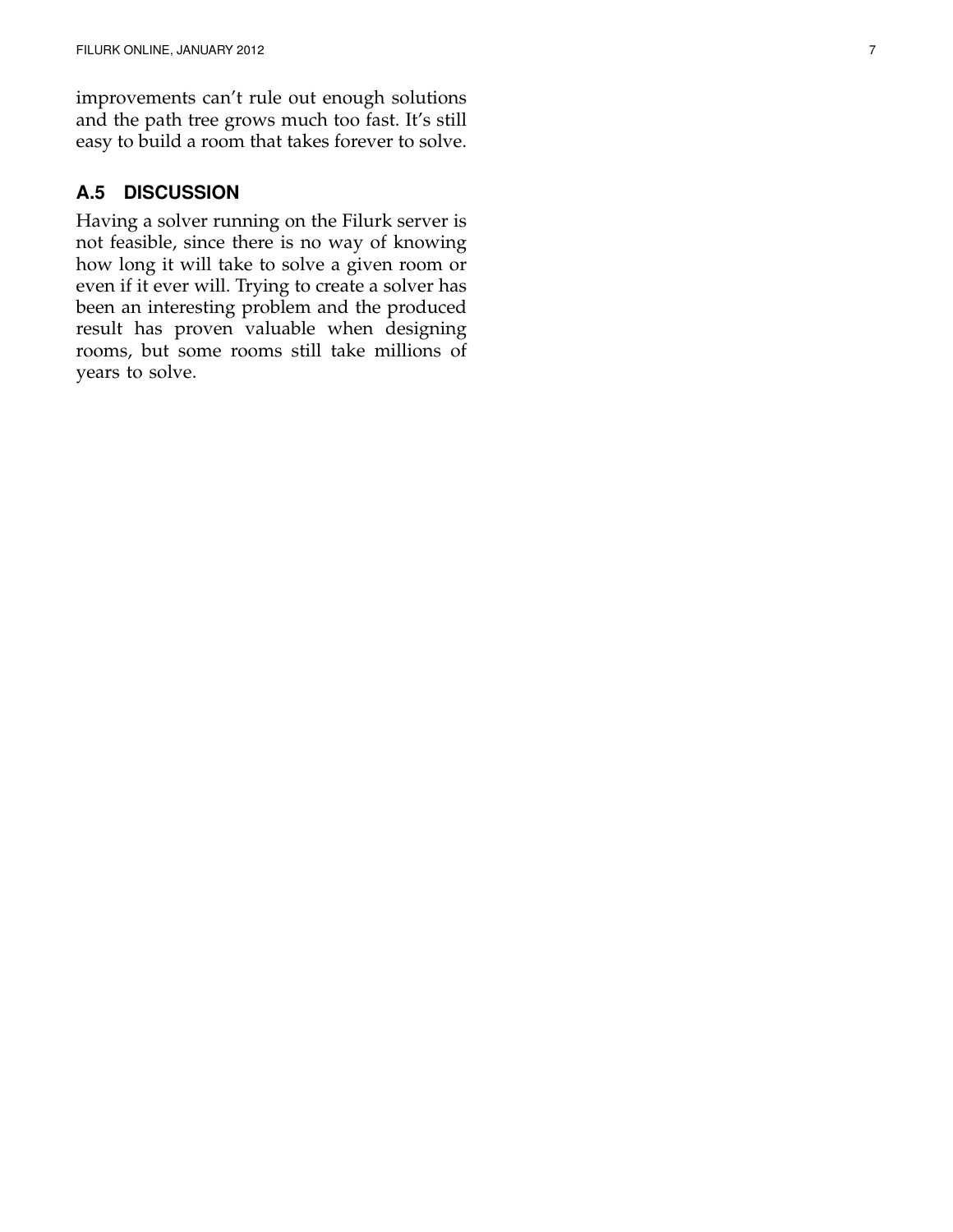improvements can't rule out enough solutions and the path tree grows much too fast. It's still easy to build a room that takes forever to solve.

## A.5 DISCUSSION

Having a solver running on the Filurk server is not feasible, since there is no way of knowing how long it will take to solve a given room or even if it ever will. Trying to create a solver has been an interesting problem and the produced result has proven valuable when designing rooms, but some rooms still take millions of years to solve.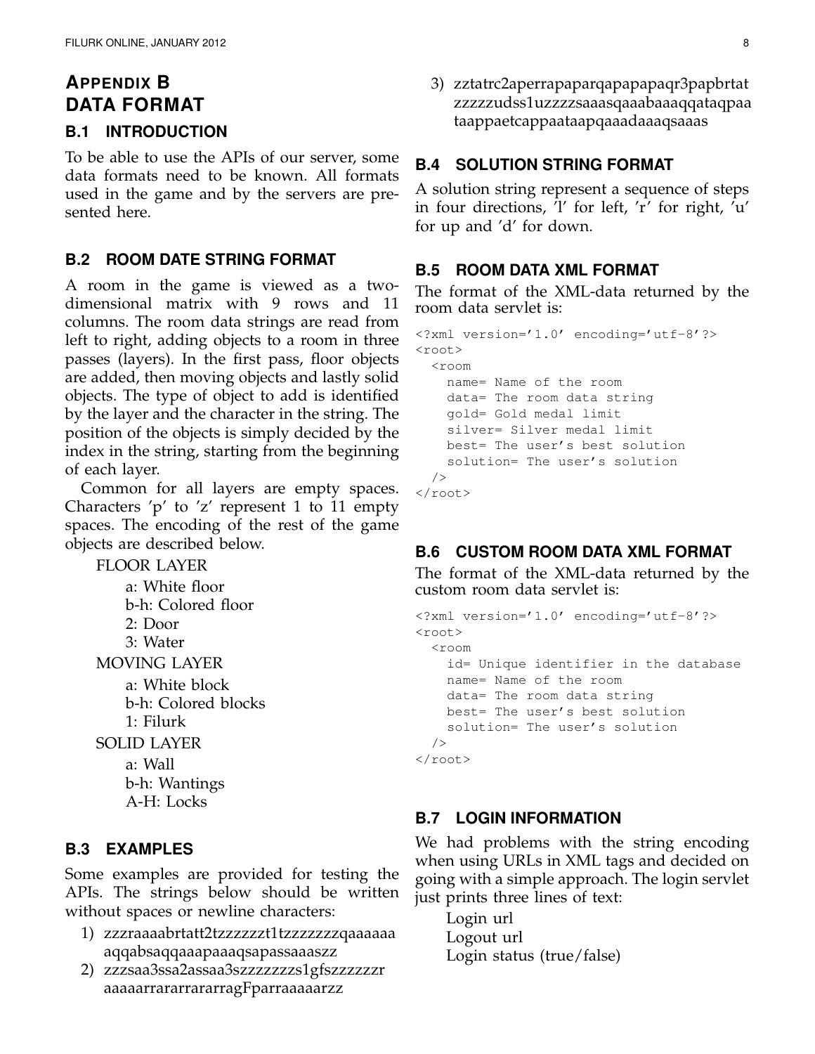# Appendix B
# Data Format

## B.1 Introduction

To be able to use the APIs of our server, some data formats need to be known. All formats used in the game and by the servers are presented here.

## B.2 Room Date String Format

A room in the game is viewed as a two-dimensional matrix with 9 rows and 11 columns. The room data strings are read from left to right, adding objects to a room in three passes (layers). In the first pass, floor objects are added, then moving objects and lastly solid objects. The type of object to add is identified by the layer and the character in the string. The position of the objects is simply decided by the index in the string, starting from the beginning of each layer.

Common for all layers are empty spaces. Characters 'p' to 'z' represent 1 to 11 empty spaces. The encoding of the rest of the game objects are described below.

FLOOR LAYER
- a: White floor
- b-h: Colored floor
- 2: Door
- 3: Water

MOVING LAYER
- a: White block
- b-h: Colored blocks
- 1: Filurk

SOLID LAYER
- a: Wall
- b-h: Wantings
- A-H: Locks

## B.3 Examples

Some examples are provided for testing the APIs. The strings below should be written without spaces or newline characters:

1) zzzraaaabrtatt2tzzzzzzt1tzzzzzzzqaaaaaa aqqabsaqqaaapaaaqsapassaaaszz
2) zzzsaa3ssa2assaa3szzzzzzzs1gfszzzzzzr aaaaarrararrararragFparraaaaarzz
3) zztatrc2aperrapaparqapapapaqr3papbrtat zzzzzudss1uzzzzsaaasqaaabaaaqqataqpaa taappaetcappaataapqaaadaaaqsaaas

## B.4 Solution String Format

A solution string represent a sequence of steps in four directions, 'l' for left, 'r' for right, 'u' for up and 'd' for down.

## B.5 Room Data XML Format

The format of the XML-data returned by the room data servlet is:

```
<?xml version='1.0' encoding='utf-8'?>
<root>
  <room
    name= Name of the room
    data= The room data string
    gold= Gold medal limit
    silver= Silver medal limit
    best= The user's best solution
    solution= The user's solution
  />
</root>
```

## B.6 Custom Room Data XML Format

The format of the XML-data returned by the custom room data servlet is:

```
<?xml version='1.0' encoding='utf-8'?>
<root>
  <room
    id= Unique identifier in the database
    name= Name of the room
    data= The room data string
    best= The user's best solution
    solution= The user's solution
  />
</root>
```

## B.7 Login Information

We had problems with the string encoding when using URLs in XML tags and decided on going with a simple approach. The login servlet just prints three lines of text:

Login url
Logout url
Login status (true/false)